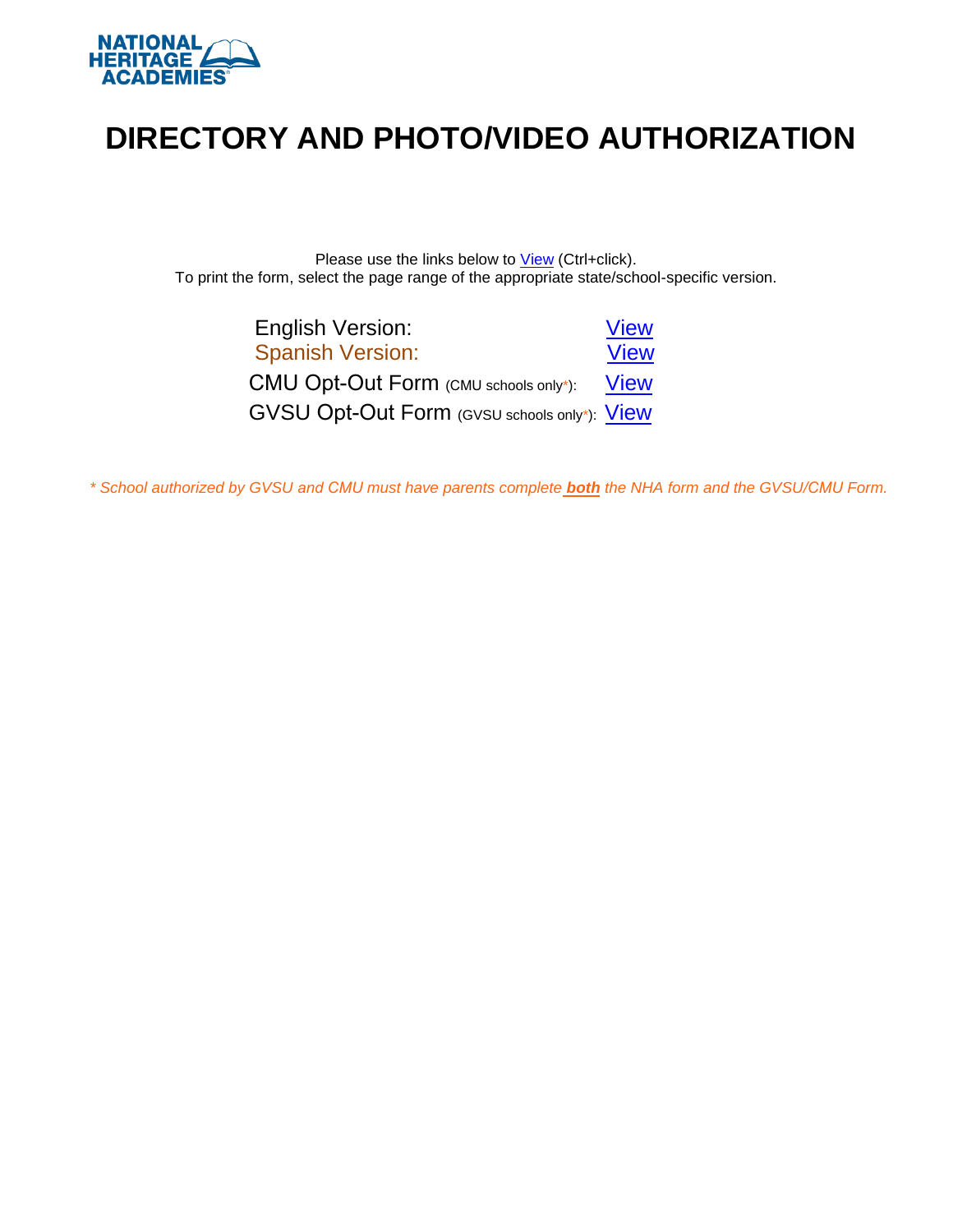NATIONAL HERITAGE ACADEMIES

# DIRECTORY AND PHOTO/VIDEO AUTHORIZATION

Please use the links below to View (Ctrl+click).
To print the form, select the page range of the appropriate state/school-specific version.

| | |
|---|---|
| English Version: | View |
| Spanish Version: | View |
| CMU Opt-Out Form (CMU schools only*): | View |
| GVSU Opt-Out Form (GVSU schools only*): | View |

*\* School authorized by GVSU and CMU must have parents complete **both** the NHA form and the GVSU/CMU Form.*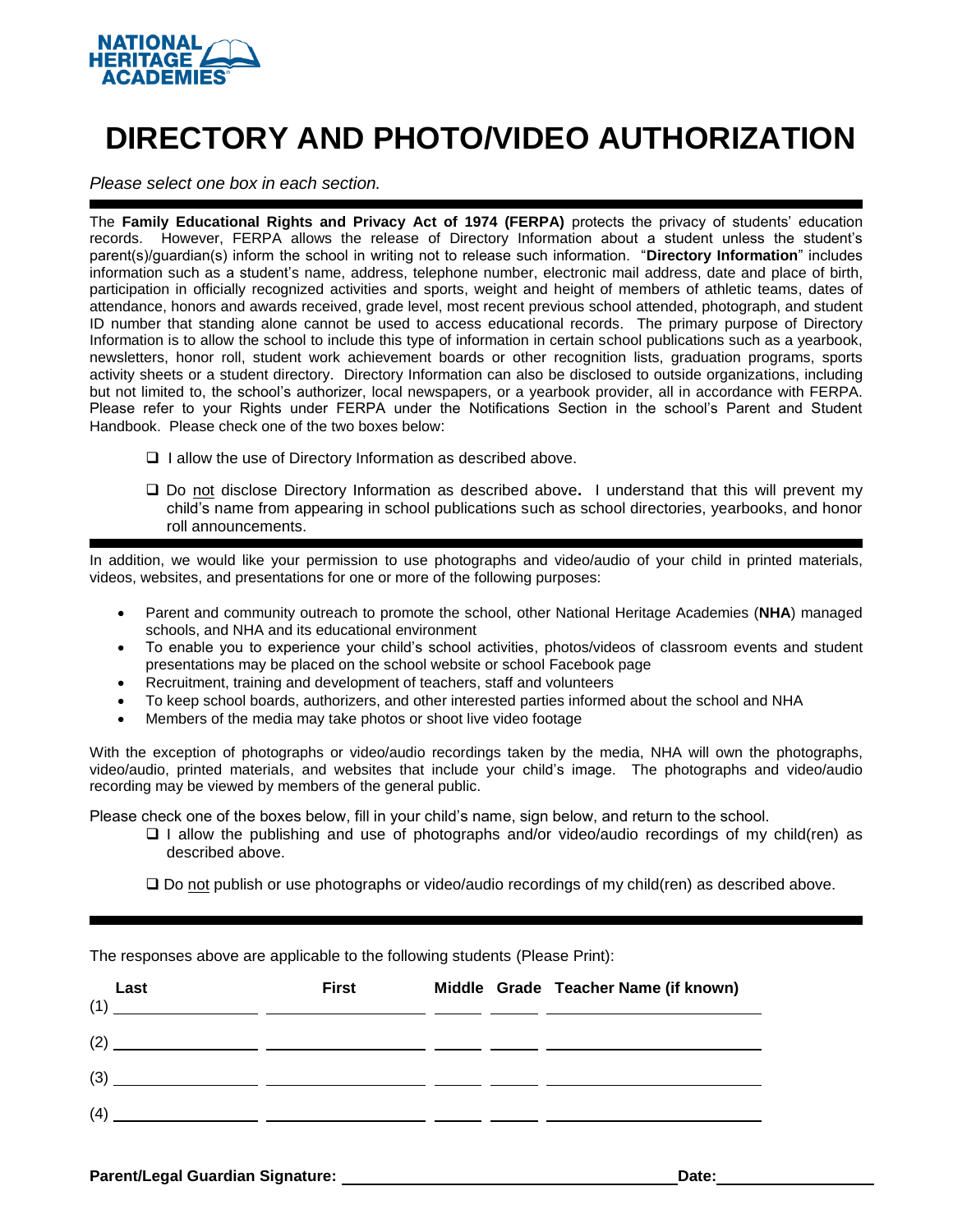NATIONAL HERITAGE ACADEMIES

# DIRECTORY AND PHOTO/VIDEO AUTHORIZATION

*Please select one box in each section.*

---

The **Family Educational Rights and Privacy Act of 1974 (FERPA)** protects the privacy of students' education records. However, FERPA allows the release of Directory Information about a student unless the student's parent(s)/guardian(s) inform the school in writing not to release such information. "**Directory Information**" includes information such as a student's name, address, telephone number, electronic mail address, date and place of birth, participation in officially recognized activities and sports, weight and height of members of athletic teams, dates of attendance, honors and awards received, grade level, most recent previous school attended, photograph, and student ID number that standing alone cannot be used to access educational records. The primary purpose of Directory Information is to allow the school to include this type of information in certain school publications such as a yearbook, newsletters, honor roll, student work achievement boards or other recognition lists, graduation programs, sports activity sheets or a student directory. Directory Information can also be disclosed to outside organizations, including but not limited to, the school's authorizer, local newspapers, or a yearbook provider, all in accordance with FERPA. Please refer to your Rights under FERPA under the Notifications Section in the school's Parent and Student Handbook. Please check one of the two boxes below:

- ☐ I allow the use of Directory Information as described above.
- ☐ Do not disclose Directory Information as described above**.** I understand that this will prevent my child's name from appearing in school publications such as school directories, yearbooks, and honor roll announcements.

---

In addition, we would like your permission to use photographs and video/audio of your child in printed materials, videos, websites, and presentations for one or more of the following purposes:

- Parent and community outreach to promote the school, other National Heritage Academies (**NHA**) managed schools, and NHA and its educational environment
- To enable you to experience your child's school activities, photos/videos of classroom events and student presentations may be placed on the school website or school Facebook page
- Recruitment, training and development of teachers, staff and volunteers
- To keep school boards, authorizers, and other interested parties informed about the school and NHA
- Members of the media may take photos or shoot live video footage

With the exception of photographs or video/audio recordings taken by the media, NHA will own the photographs, video/audio, printed materials, and websites that include your child's image. The photographs and video/audio recording may be viewed by members of the general public.

Please check one of the boxes below, fill in your child's name, sign below, and return to the school.

- ☐ I allow the publishing and use of photographs and/or video/audio recordings of my child(ren) as described above.
- ☐ Do not publish or use photographs or video/audio recordings of my child(ren) as described above.

---

The responses above are applicable to the following students (Please Print):

| | Last | First | Middle | Grade | Teacher Name (if known) |
|---|---|---|---|---|---|
| (1) | | | | | |
| (2) | | | | | |
| (3) | | | | | |
| (4) | | | | | |

**Parent/Legal Guardian Signature:** ______________________________ **Date:** ______________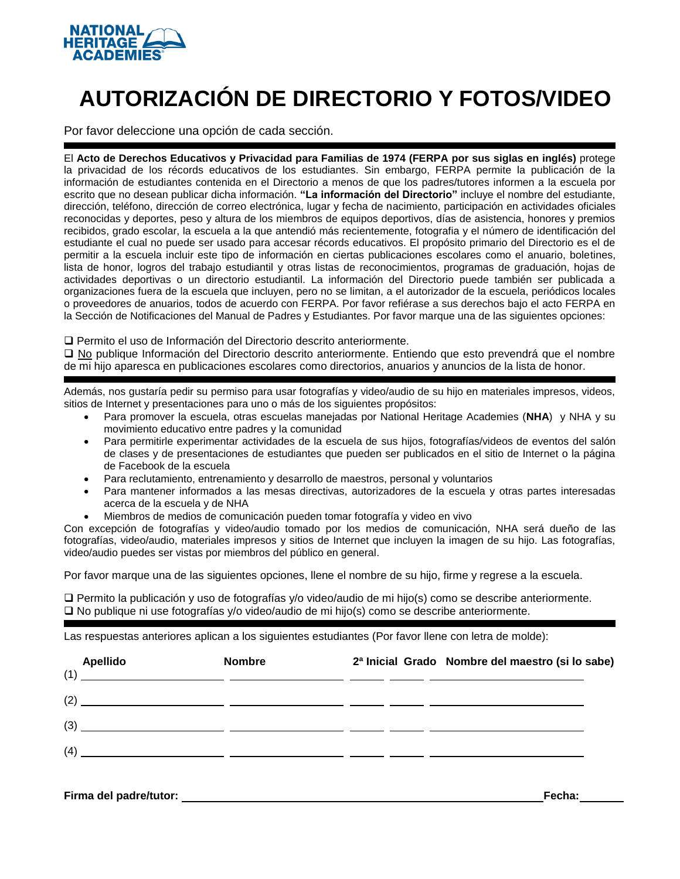NATIONAL HERITAGE ACADEMIES

# AUTORIZACIÓN DE DIRECTORIO Y FOTOS/VIDEO

Por favor deleccione una opción de cada sección.

---

El **Acto de Derechos Educativos y Privacidad para Familias de 1974 (FERPA por sus siglas en inglés)** protege la privacidad de los récords educativos de los estudiantes. Sin embargo, FERPA permite la publicación de la información de estudiantes contenida en el Directorio a menos de que los padres/tutores informen a la escuela por escrito que no desean publicar dicha información. **"La información del Directorio"** incluye el nombre del estudiante, dirección, teléfono, dirección de correo electrónica, lugar y fecha de nacimiento, participación en actividades oficiales reconocidas y deportes, peso y altura de los miembros de equipos deportivos, días de asistencia, honores y premios recibidos, grado escolar, la escuela a la que antendió más recientemente, fotografia y el número de identificación del estudiante el cual no puede ser usado para accesar récords educativos. El propósito primario del Directorio es el de permitir a la escuela incluir este tipo de información en ciertas publicaciones escolares como el anuario, boletines, lista de honor, logros del trabajo estudiantil y otras listas de reconocimientos, programas de graduación, hojas de actividades deportivas o un directorio estudiantil. La información del Directorio puede también ser publicada a organizaciones fuera de la escuela que incluyen, pero no se limitan, a el autorizador de la escuela, periódicos locales o proveedores de anuarios, todos de acuerdo con FERPA. Por favor refiérase a sus derechos bajo el acto FERPA en la Sección de Notificaciones del Manual de Padres y Estudiantes. Por favor marque una de las siguientes opciones:

❑ Permito el uso de Información del Directorio descrito anteriormente.
❑ No publique Información del Directorio descrito anteriormente. Entiendo que esto prevendrá que el nombre de mi hijo aparesca en publicaciones escolares como directorios, anuarios y anuncios de la lista de honor.

---

Además, nos gustaría pedir su permiso para usar fotografías y video/audio de su hijo en materiales impresos, videos, sitios de Internet y presentaciones para uno o más de los siguientes propósitos:

- Para promover la escuela, otras escuelas manejadas por National Heritage Academies (**NHA**) y NHA y su movimiento educativo entre padres y la comunidad
- Para permitirle experimentar actividades de la escuela de sus hijos, fotografías/videos de eventos del salón de clases y de presentaciones de estudiantes que pueden ser publicados en el sitio de Internet o la página de Facebook de la escuela
- Para reclutamiento, entrenamiento y desarrollo de maestros, personal y voluntarios
- Para mantener informados a las mesas directivas, autorizadores de la escuela y otras partes interesadas acerca de la escuela y de NHA
- Miembros de medios de comunicación pueden tomar fotografía y video en vivo

Con excepción de fotografías y video/audio tomado por los medios de comunicación, NHA será dueño de las fotografías, video/audio, materiales impresos y sitios de Internet que incluyen la imagen de su hijo. Las fotografías, video/audio puedes ser vistas por miembros del público en general.

Por favor marque una de las siguientes opciones, llene el nombre de su hijo, firme y regrese a la escuela.

❑ Permito la publicación y uso de fotografías y/o video/audio de mi hijo(s) como se describe anteriormente.
❑ No publique ni use fotografías y/o video/audio de mi hijo(s) como se describe anteriormente.

---

Las respuestas anteriores aplican a los siguientes estudiantes (Por favor llene con letra de molde):

| | Apellido | Nombre | 2ª Inicial | Grado | Nombre del maestro (si lo sabe) |
|---|---|---|---|---|---|
| (1) | | | | | |
| (2) | | | | | |
| (3) | | | | | |
| (4) | | | | | |

**Firma del padre/tutor:** ______________________________ **Fecha:** ________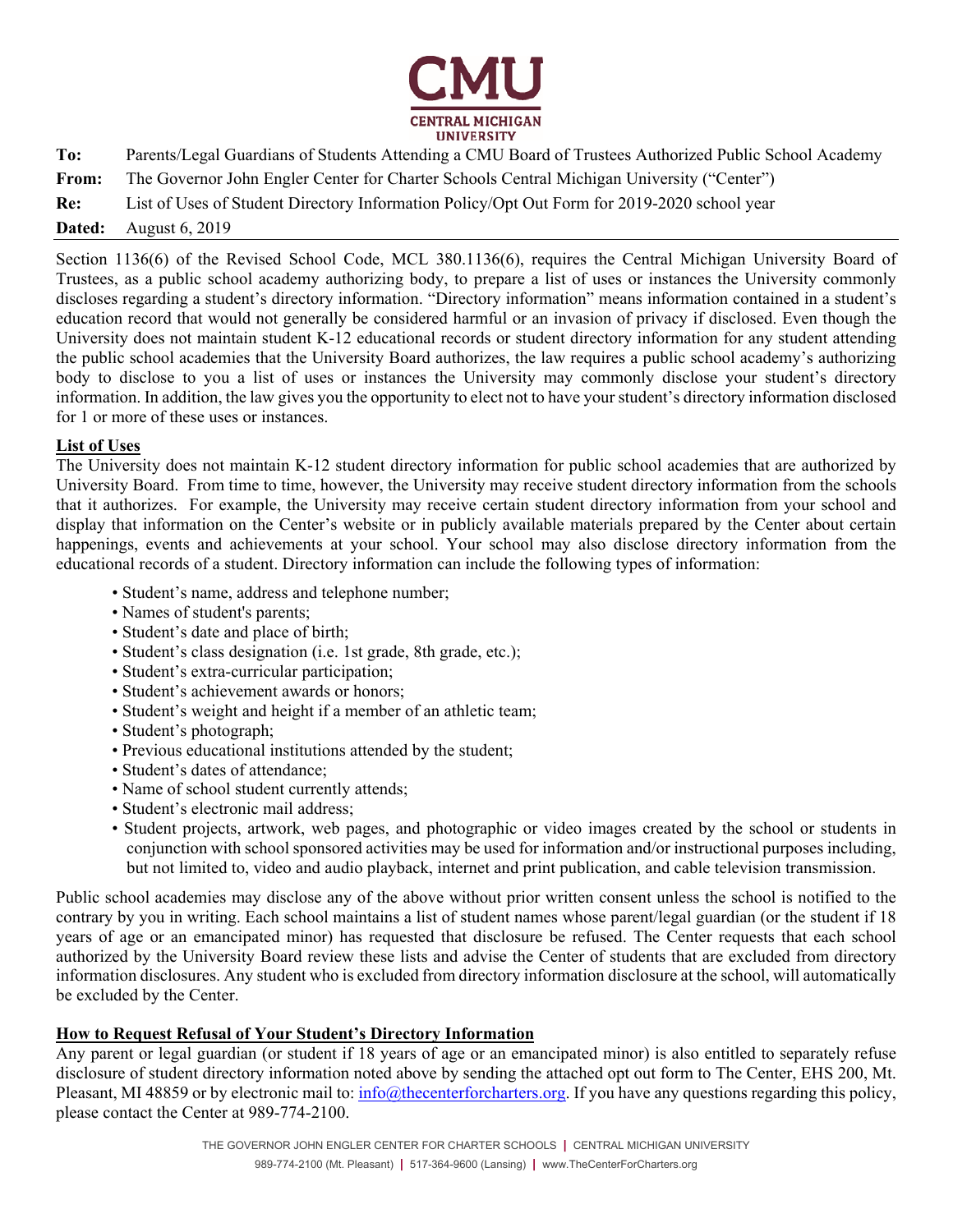**To:** Parents/Legal Guardians of Students Attending a CMU Board of Trustees Authorized Public School Academy

**From:** The Governor John Engler Center for Charter Schools Central Michigan University ("Center")

**Re:** List of Uses of Student Directory Information Policy/Opt Out Form for 2019-2020 school year

**Dated:** August 6, 2019

---

Section 1136(6) of the Revised School Code, MCL 380.1136(6), requires the Central Michigan University Board of Trustees, as a public school academy authorizing body, to prepare a list of uses or instances the University commonly discloses regarding a student's directory information. "Directory information" means information contained in a student's education record that would not generally be considered harmful or an invasion of privacy if disclosed. Even though the University does not maintain student K-12 educational records or student directory information for any student attending the public school academies that the University Board authorizes, the law requires a public school academy's authorizing body to disclose to you a list of uses or instances the University may commonly disclose your student's directory information. In addition, the law gives you the opportunity to elect not to have your student's directory information disclosed for 1 or more of these uses or instances.

**List of Uses**

The University does not maintain K-12 student directory information for public school academies that are authorized by University Board. From time to time, however, the University may receive student directory information from the schools that it authorizes. For example, the University may receive certain student directory information from your school and display that information on the Center's website or in publicly available materials prepared by the Center about certain happenings, events and achievements at your school. Your school may also disclose directory information from the educational records of a student. Directory information can include the following types of information:

- Student's name, address and telephone number;
- Names of student's parents;
- Student's date and place of birth;
- Student's class designation (i.e. 1st grade, 8th grade, etc.);
- Student's extra-curricular participation;
- Student's achievement awards or honors;
- Student's weight and height if a member of an athletic team;
- Student's photograph;
- Previous educational institutions attended by the student;
- Student's dates of attendance;
- Name of school student currently attends;
- Student's electronic mail address;
- Student projects, artwork, web pages, and photographic or video images created by the school or students in conjunction with school sponsored activities may be used for information and/or instructional purposes including, but not limited to, video and audio playback, internet and print publication, and cable television transmission.

Public school academies may disclose any of the above without prior written consent unless the school is notified to the contrary by you in writing. Each school maintains a list of student names whose parent/legal guardian (or the student if 18 years of age or an emancipated minor) has requested that disclosure be refused. The Center requests that each school authorized by the University Board review these lists and advise the Center of students that are excluded from directory information disclosures. Any student who is excluded from directory information disclosure at the school, will automatically be excluded by the Center.

**How to Request Refusal of Your Student's Directory Information**

Any parent or legal guardian (or student if 18 years of age or an emancipated minor) is also entitled to separately refuse disclosure of student directory information noted above by sending the attached opt out form to The Center, EHS 200, Mt. Pleasant, MI 48859 or by electronic mail to: info@thecenterforcharters.org. If you have any questions regarding this policy, please contact the Center at 989-774-2100.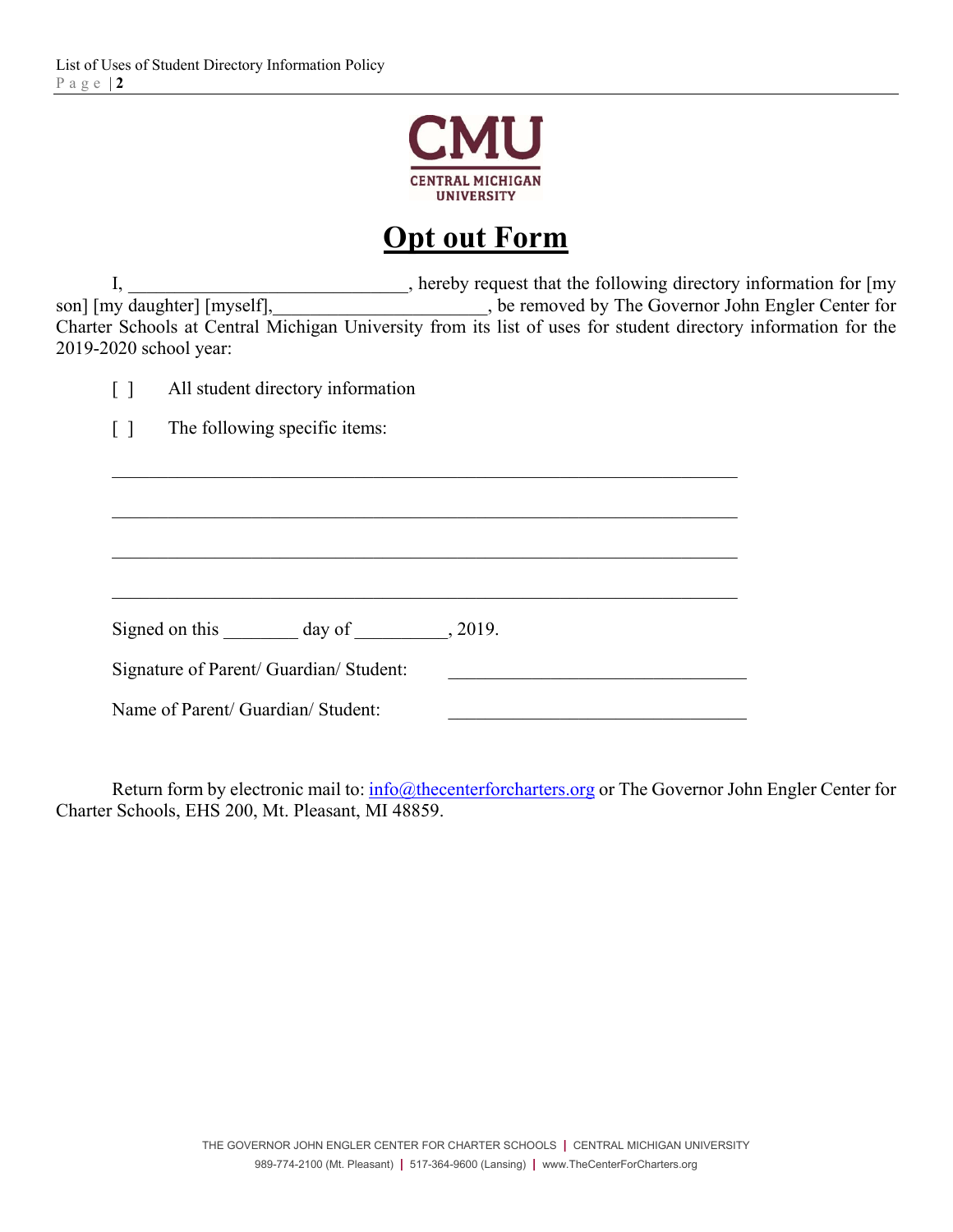CMU

CENTRAL MICHIGAN UNIVERSITY

# Opt out Form

I, ______________________________, hereby request that the following directory information for [my son] [my daughter] [myself],______________________, be removed by The Governor John Engler Center for Charter Schools at Central Michigan University from its list of uses for student directory information for the 2019-2020 school year:

[ ] All student directory information

[ ] The following specific items:

_____________________________________________________________________

_____________________________________________________________________

_____________________________________________________________________

_____________________________________________________________________

Signed on this ________ day of __________, 2019.

Signature of Parent/ Guardian/ Student: ________________________________

Name of Parent/ Guardian/ Student: ________________________________

Return form by electronic mail to: info@thecenterforcharters.org or The Governor John Engler Center for Charter Schools, EHS 200, Mt. Pleasant, MI 48859.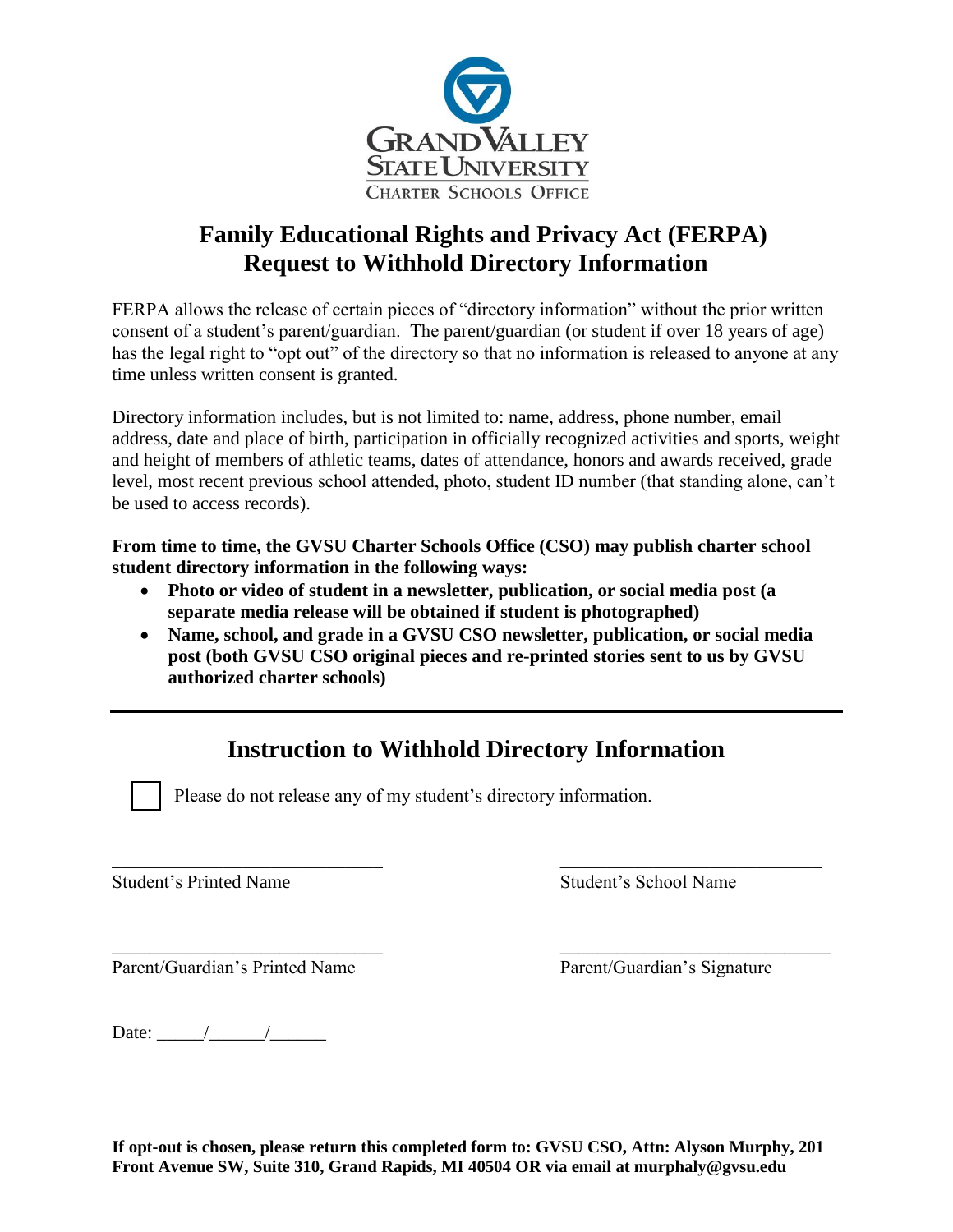GRAND VALLEY STATE UNIVERSITY
CHARTER SCHOOLS OFFICE

# Family Educational Rights and Privacy Act (FERPA) Request to Withhold Directory Information

FERPA allows the release of certain pieces of "directory information" without the prior written consent of a student's parent/guardian. The parent/guardian (or student if over 18 years of age) has the legal right to "opt out" of the directory so that no information is released to anyone at any time unless written consent is granted.

Directory information includes, but is not limited to: name, address, phone number, email address, date and place of birth, participation in officially recognized activities and sports, weight and height of members of athletic teams, dates of attendance, honors and awards received, grade level, most recent previous school attended, photo, student ID number (that standing alone, can't be used to access records).

**From time to time, the GVSU Charter Schools Office (CSO) may publish charter school student directory information in the following ways:**

- **Photo or video of student in a newsletter, publication, or social media post (a separate media release will be obtained if student is photographed)**
- **Name, school, and grade in a GVSU CSO newsletter, publication, or social media post (both GVSU CSO original pieces and re-printed stories sent to us by GVSU authorized charter schools)**

---

## Instruction to Withhold Directory Information

☐ Please do not release any of my student's directory information.

\_\_\_\_\_\_\_\_\_\_\_\_\_\_\_\_\_\_\_\_\_\_\_\_\_\_\_\_\_\_
Student's Printed Name

\_\_\_\_\_\_\_\_\_\_\_\_\_\_\_\_\_\_\_\_\_\_\_\_\_\_\_\_\_\_
Student's School Name

\_\_\_\_\_\_\_\_\_\_\_\_\_\_\_\_\_\_\_\_\_\_\_\_\_\_\_\_\_\_
Parent/Guardian's Printed Name

\_\_\_\_\_\_\_\_\_\_\_\_\_\_\_\_\_\_\_\_\_\_\_\_\_\_\_\_\_\_
Parent/Guardian's Signature

Date: \_\_\_\_\_/\_\_\_\_\_\_/\_\_\_\_\_\_

**If opt-out is chosen, please return this completed form to: GVSU CSO, Attn: Alyson Murphy, 201 Front Avenue SW, Suite 310, Grand Rapids, MI 40504 OR via email at murphaly@gvsu.edu**